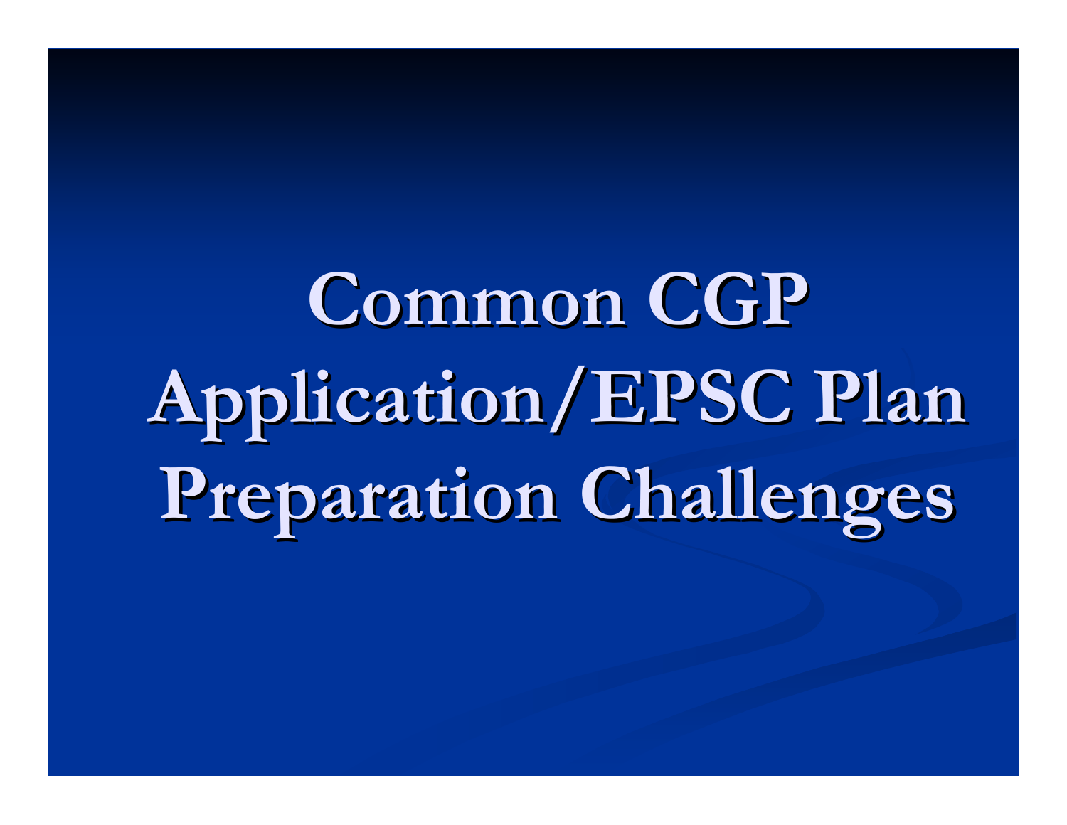# Common CGP Application/EPSC Plan Preparation Challenges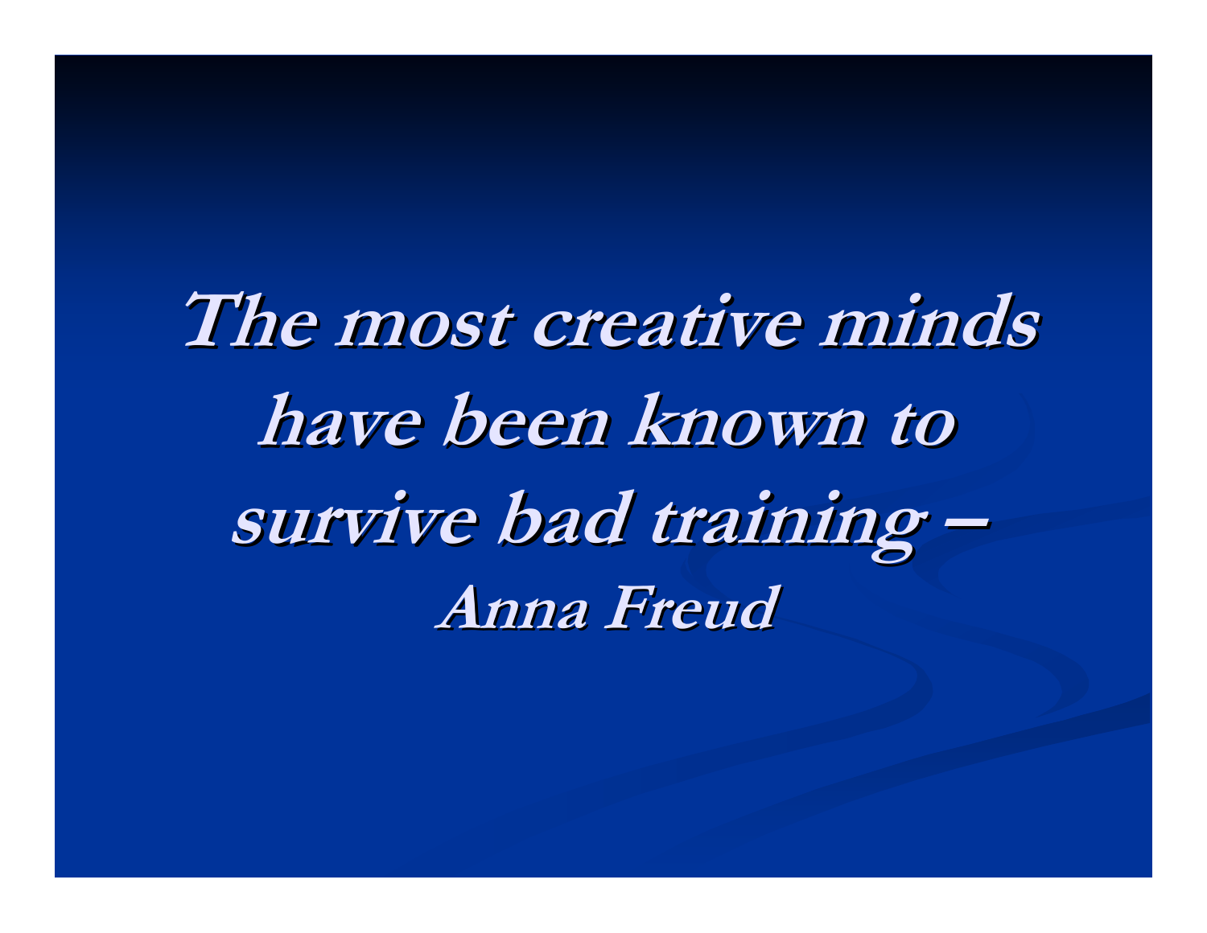***The most creative minds have been known to survive bad training –***

***Anna Freud***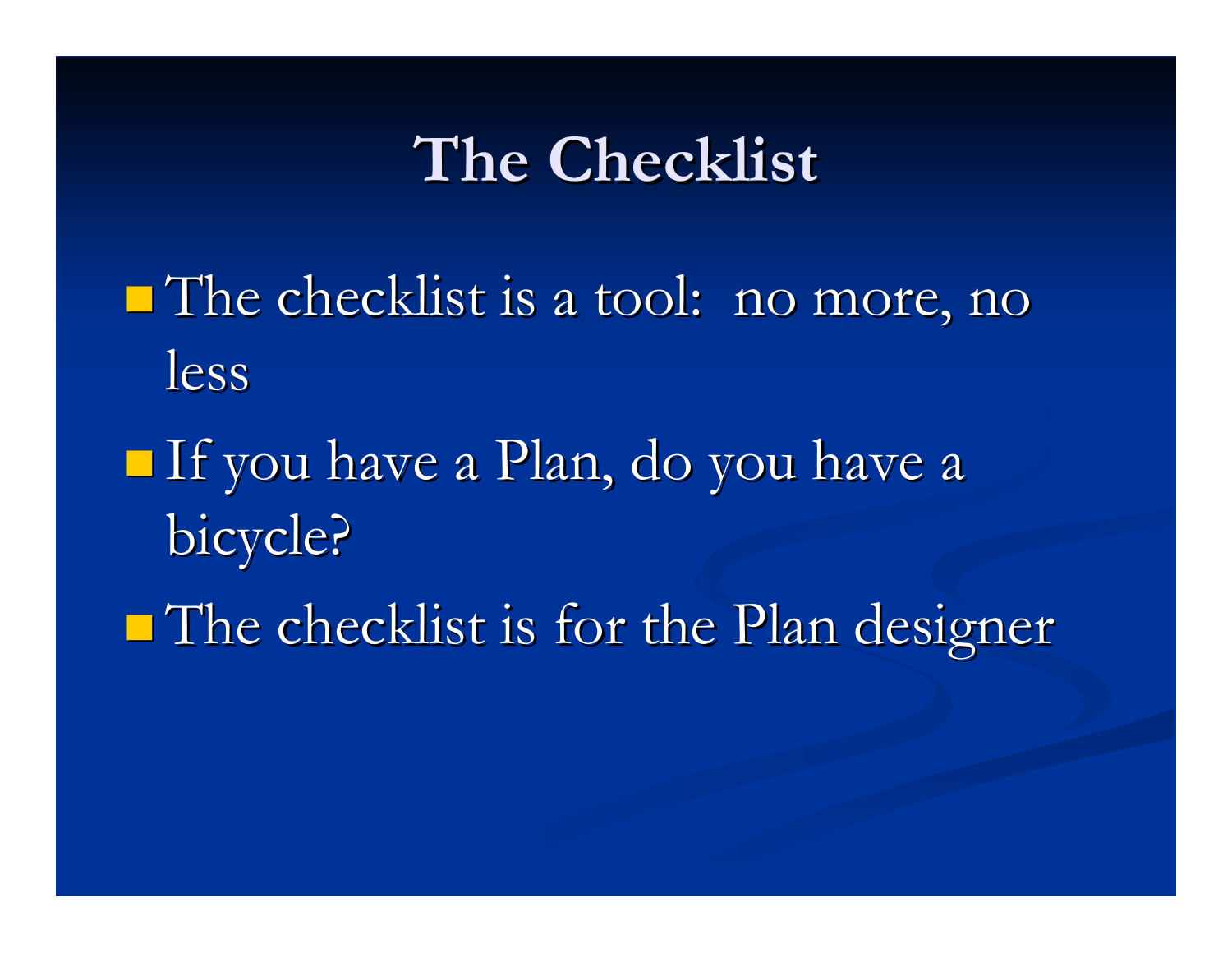# The Checklist

- The checklist is a tool:  no more, no less
- If you have a Plan, do you have a bicycle?
- The checklist is for the Plan designer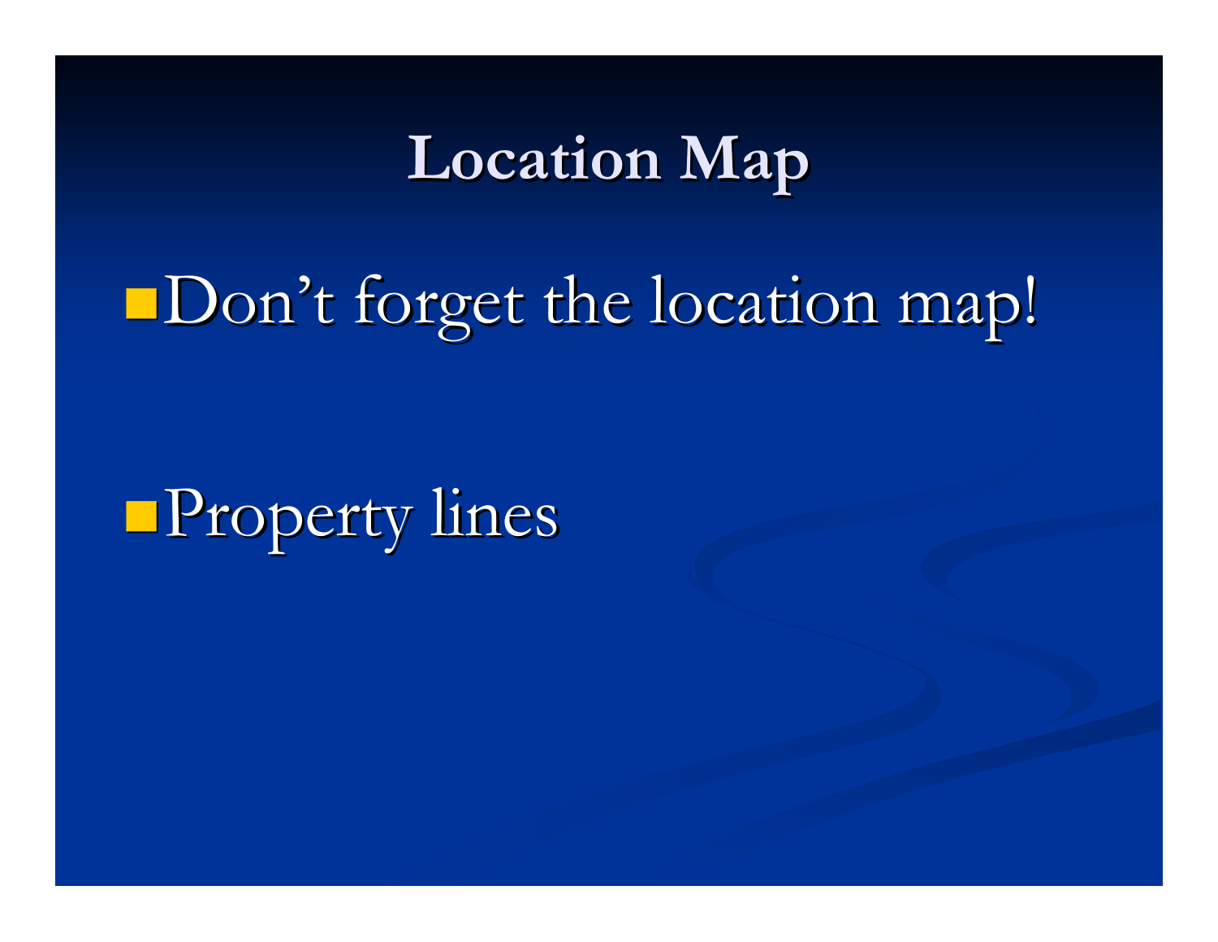# Location Map

- Don’t forget the location map!

- Property lines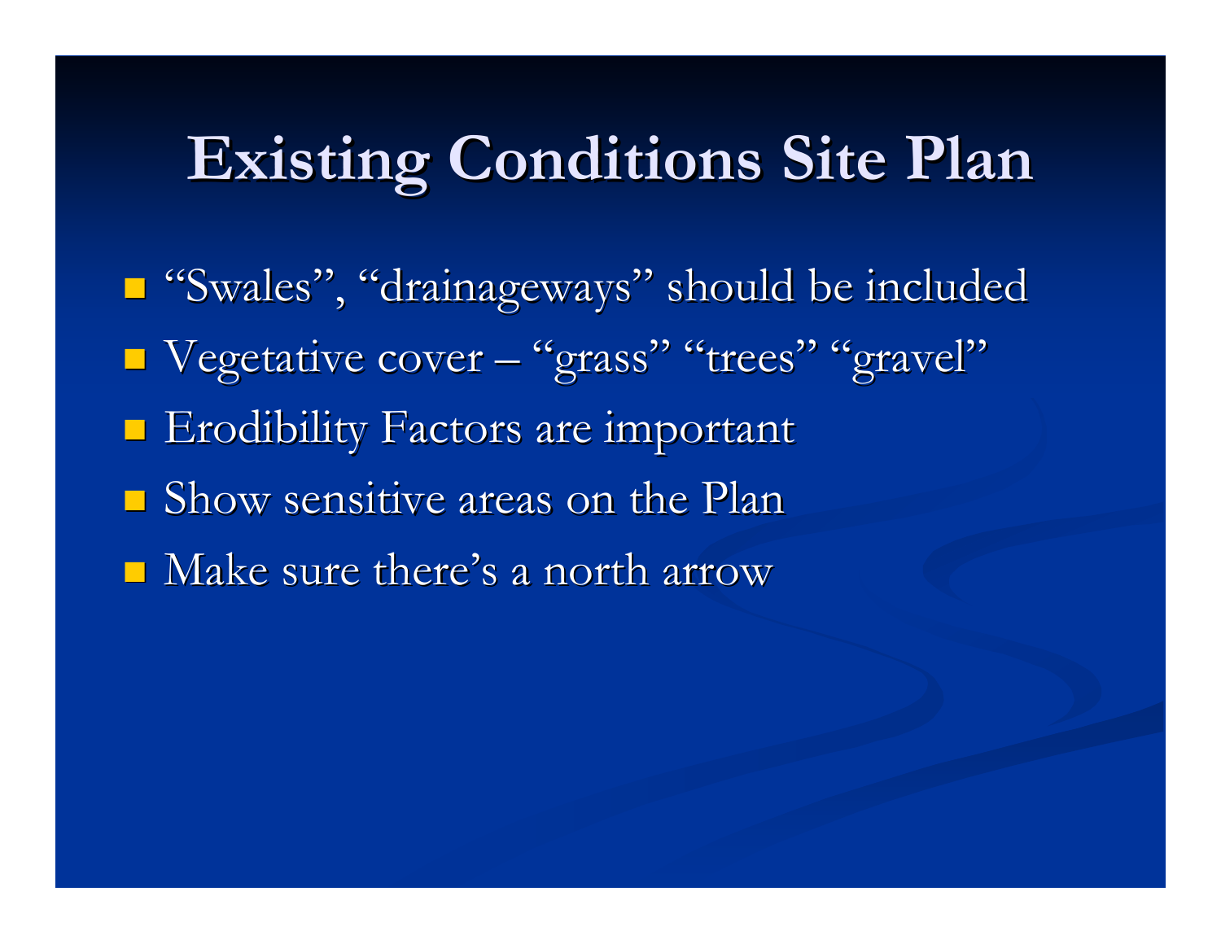# Existing Conditions Site Plan

- “Swales”, “drainageways” should be included
- Vegetative cover – “grass” “trees” “gravel”
- Erodibility Factors are important
- Show sensitive areas on the Plan
- Make sure there’s a north arrow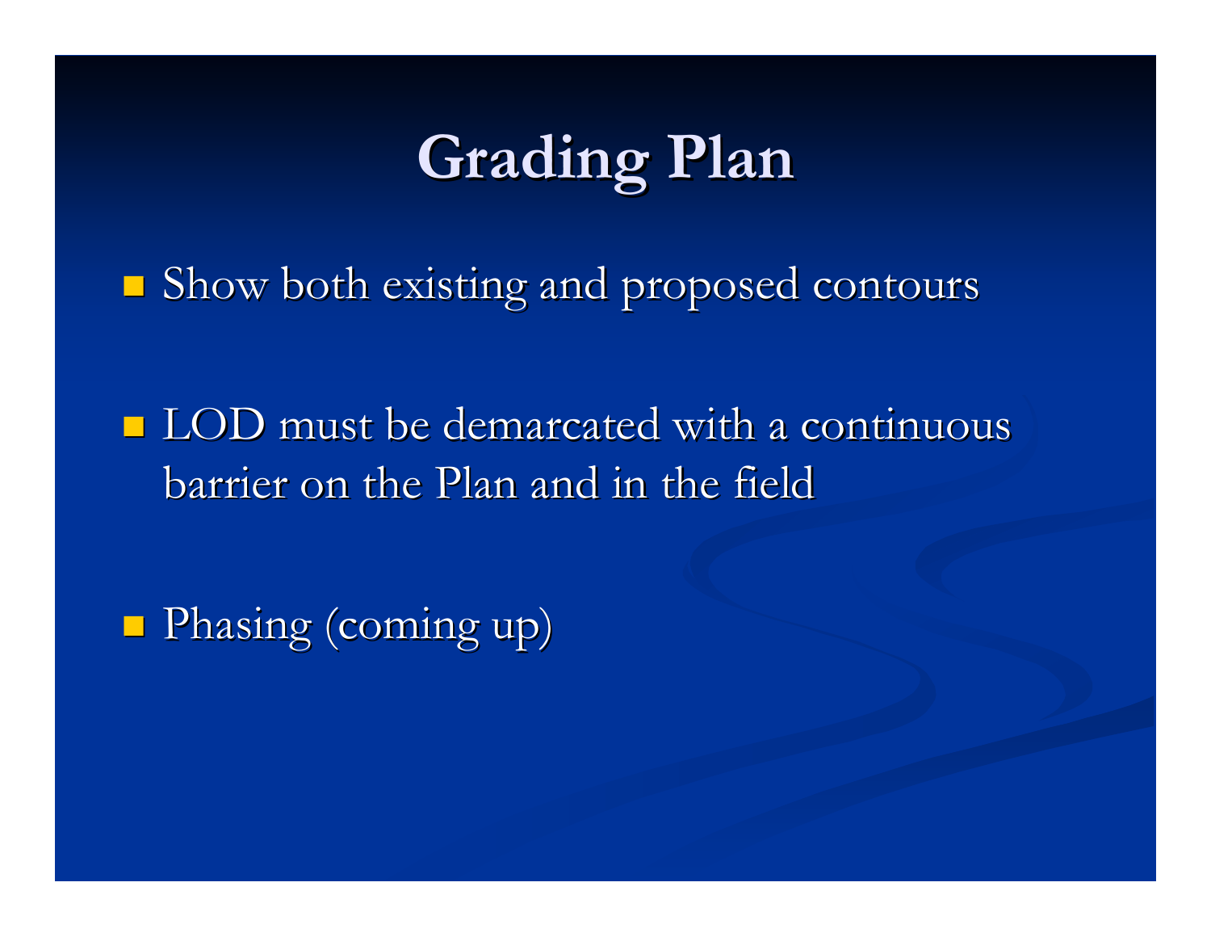# Grading Plan

- Show both existing and proposed contours
- LOD must be demarcated with a continuous barrier on the Plan and in the field
- Phasing (coming up)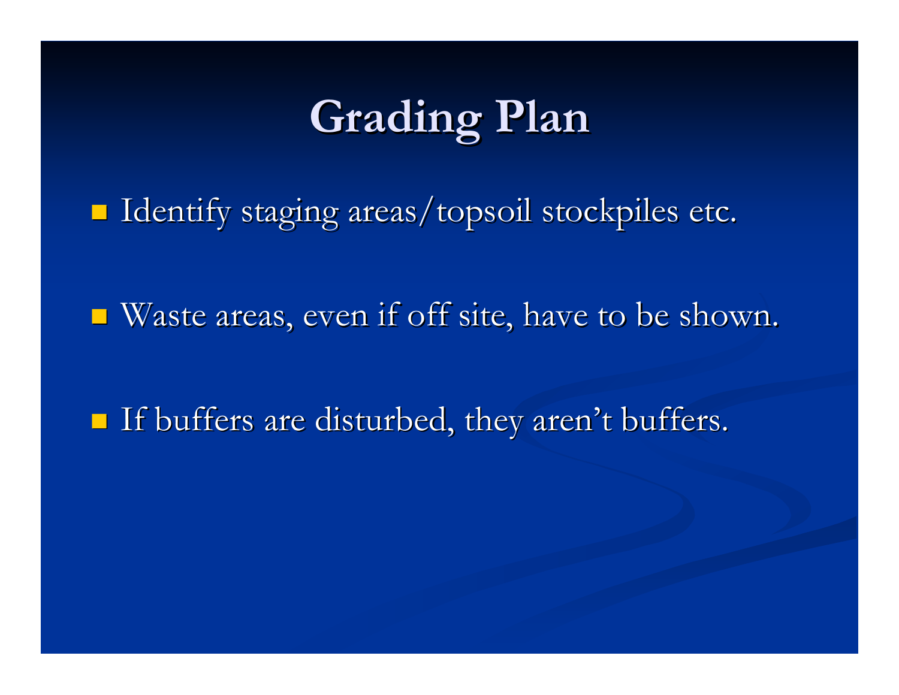# Grading Plan

- Identify staging areas/topsoil stockpiles etc.
- Waste areas, even if off site, have to be shown.
- If buffers are disturbed, they aren't buffers.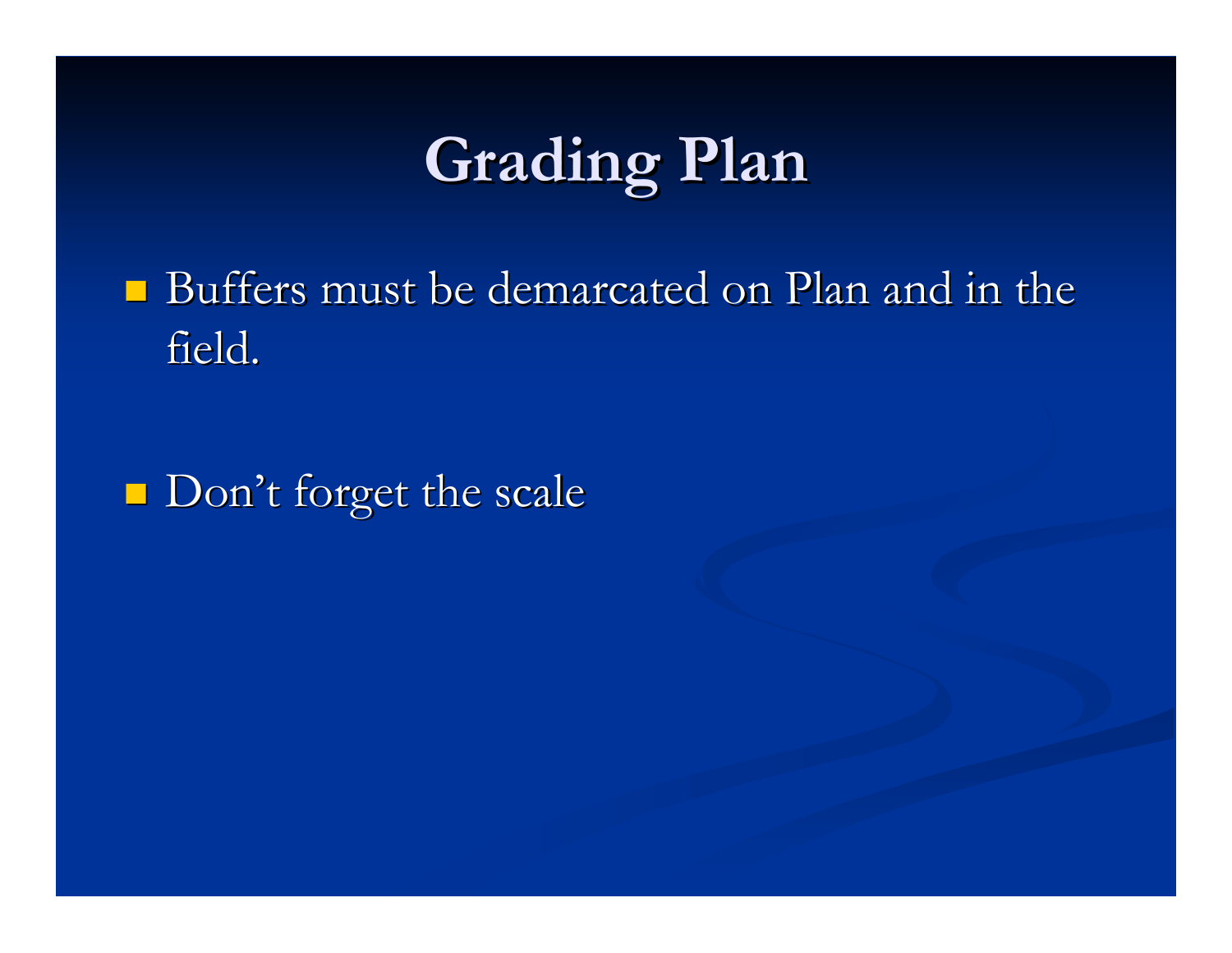# Grading Plan

- Buffers must be demarcated on Plan and in the field.

- Don’t forget the scale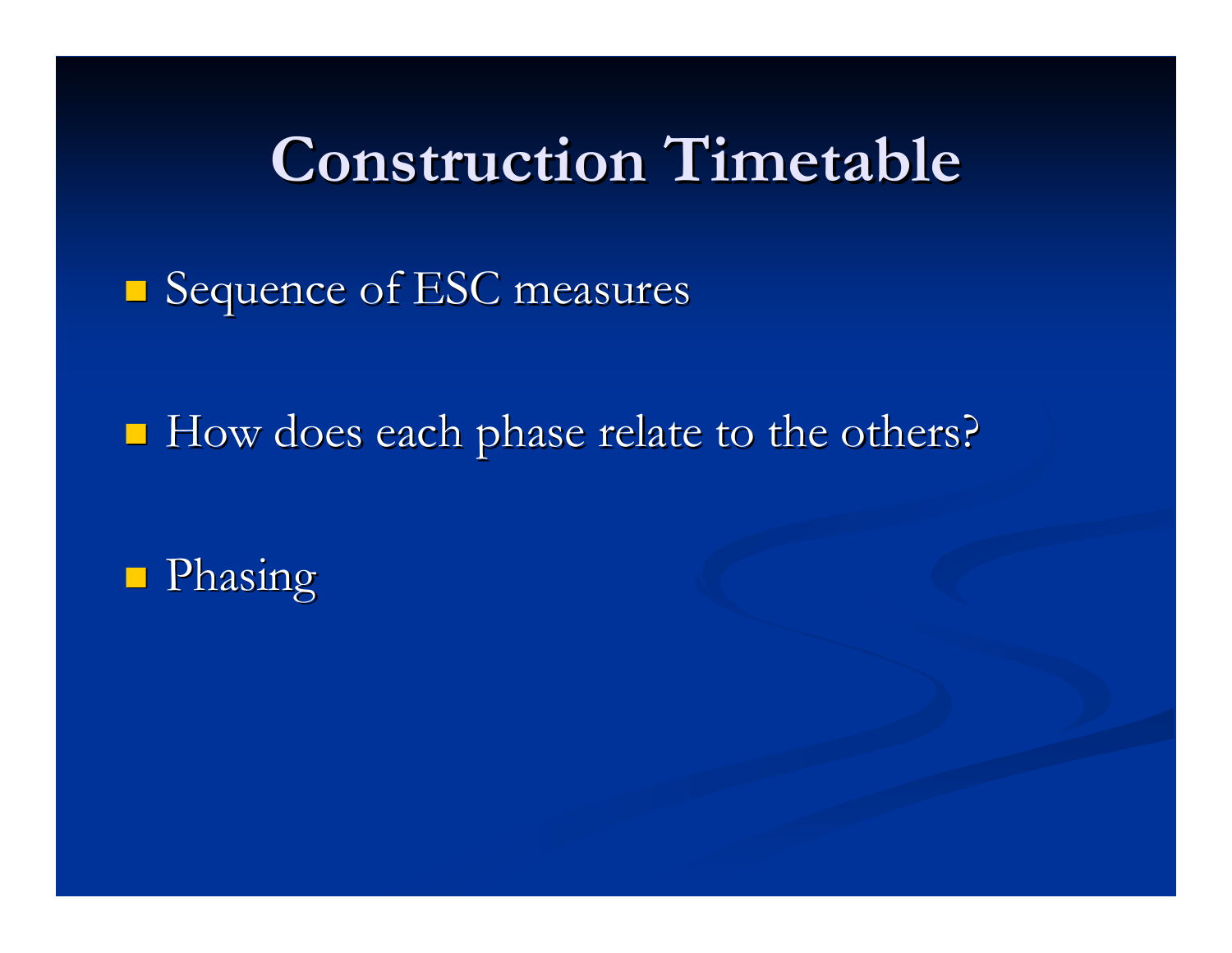# Construction Timetable

- Sequence of ESC measures
- How does each phase relate to the others?
- Phasing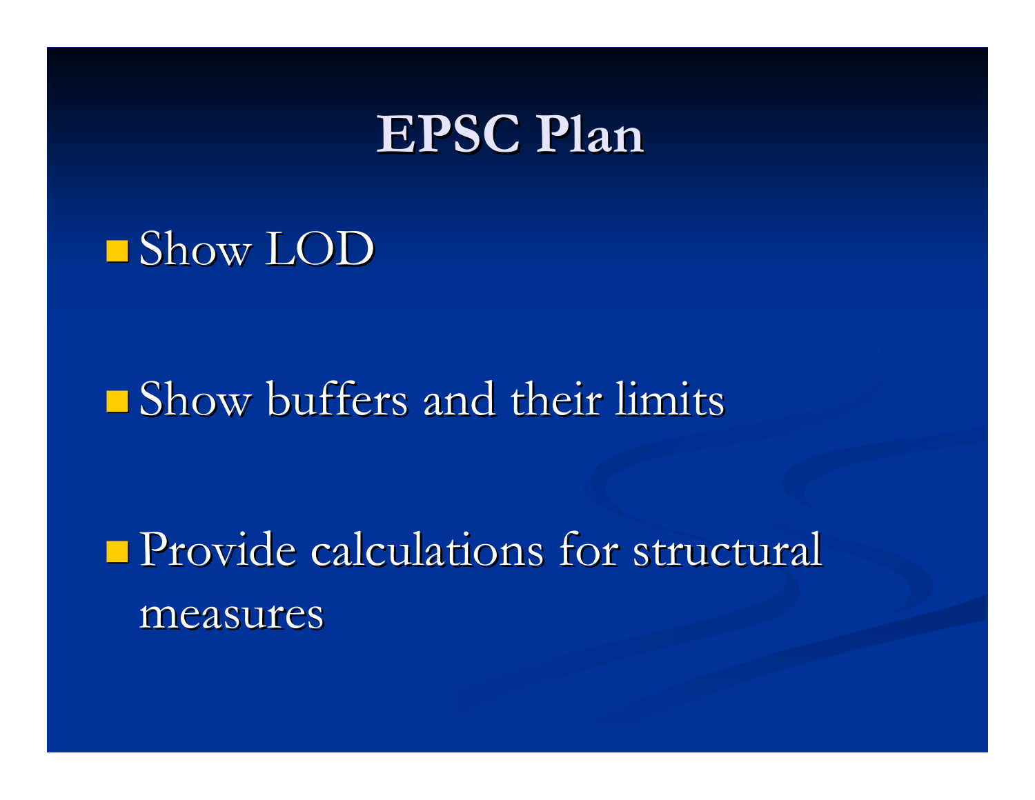# EPSC Plan

- Show LOD
- Show buffers and their limits
- Provide calculations for structural measures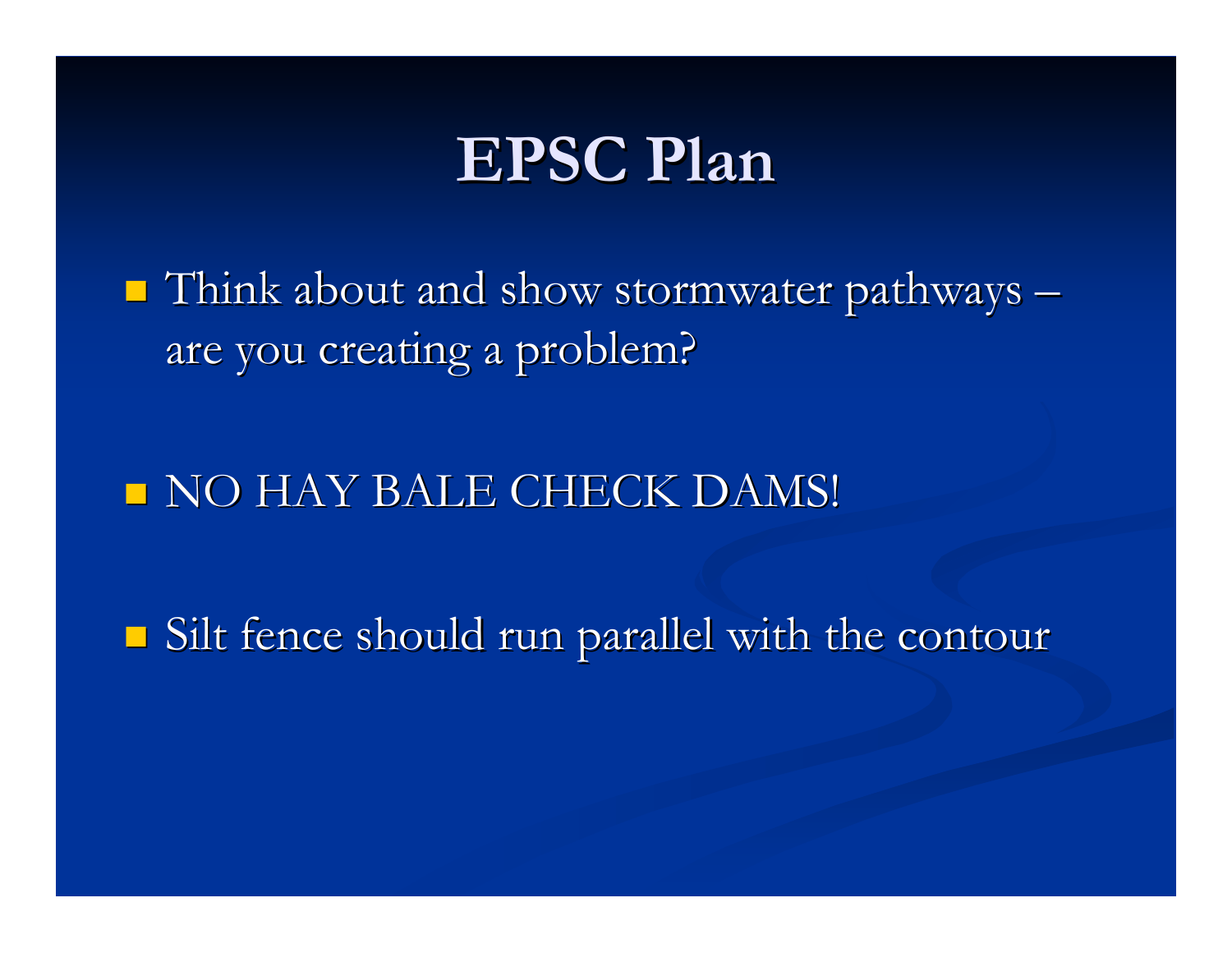# EPSC Plan

- Think about and show stormwater pathways – are you creating a problem?
- NO HAY BALE CHECK DAMS!
- Silt fence should run parallel with the contour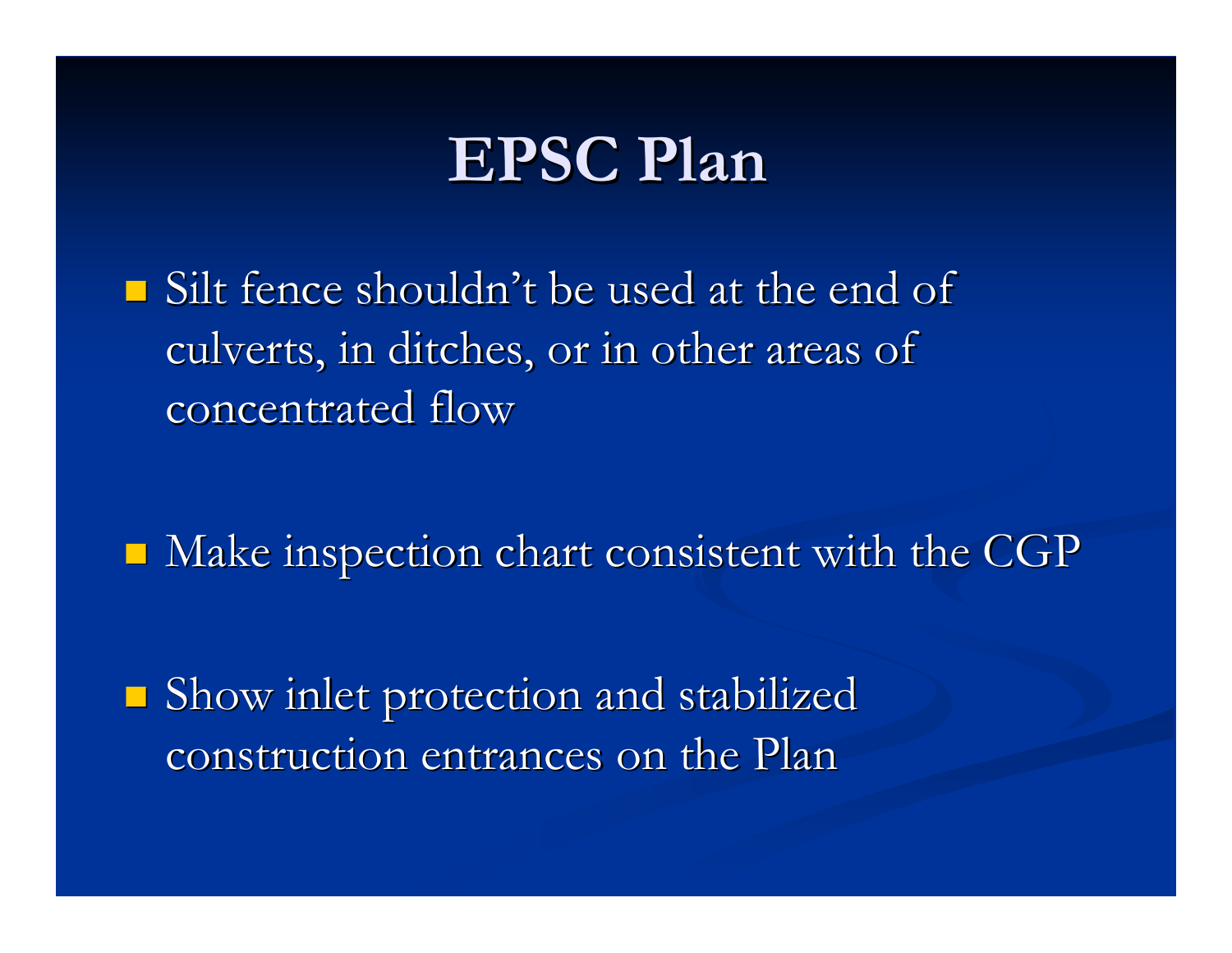# EPSC Plan

- Silt fence shouldn't be used at the end of culverts, in ditches, or in other areas of concentrated flow
- Make inspection chart consistent with the CGP
- Show inlet protection and stabilized construction entrances on the Plan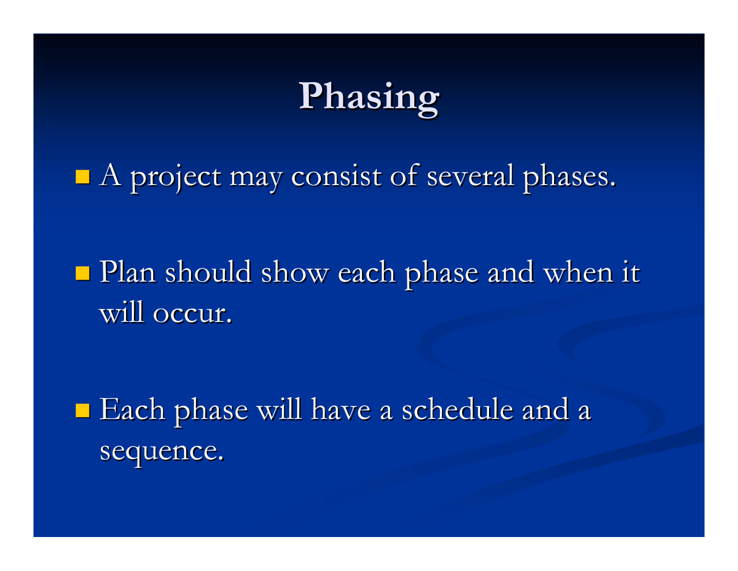# Phasing

- A project may consist of several phases.
- Plan should show each phase and when it will occur.
- Each phase will have a schedule and a sequence.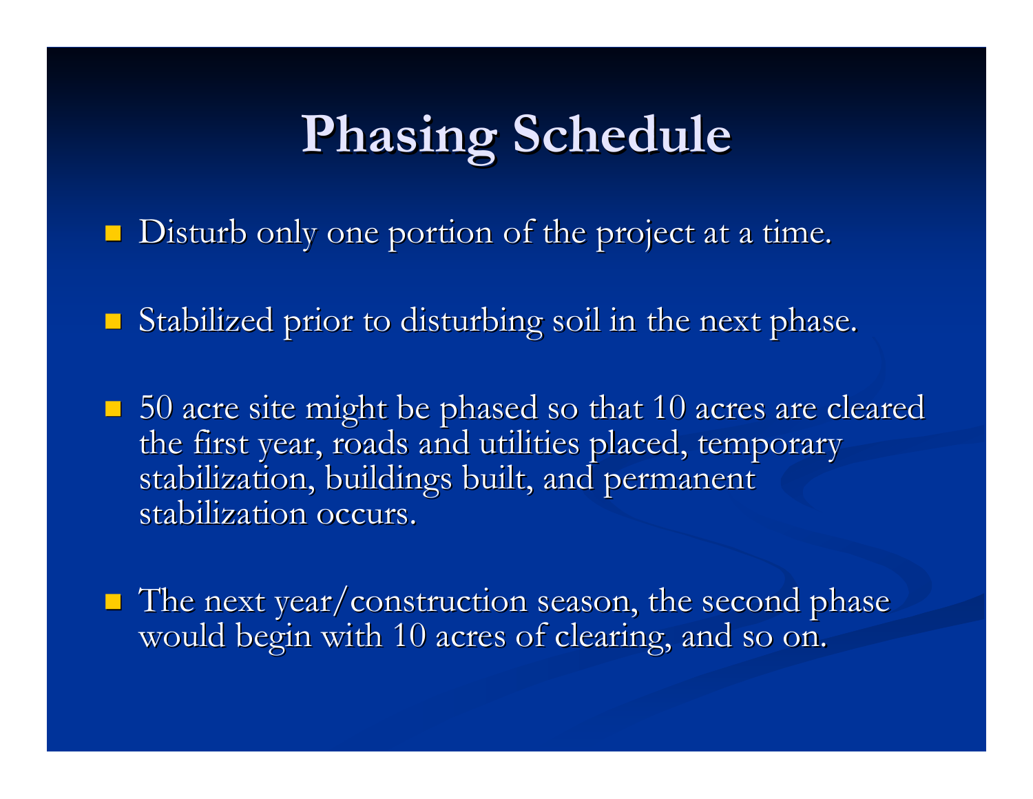# Phasing Schedule

- Disturb only one portion of the project at a time.
- Stabilized prior to disturbing soil in the next phase.
- 50 acre site might be phased so that 10 acres are cleared the first year, roads and utilities placed, temporary stabilization, buildings built, and permanent stabilization occurs.
- The next year/construction season, the second phase would begin with 10 acres of clearing, and so on.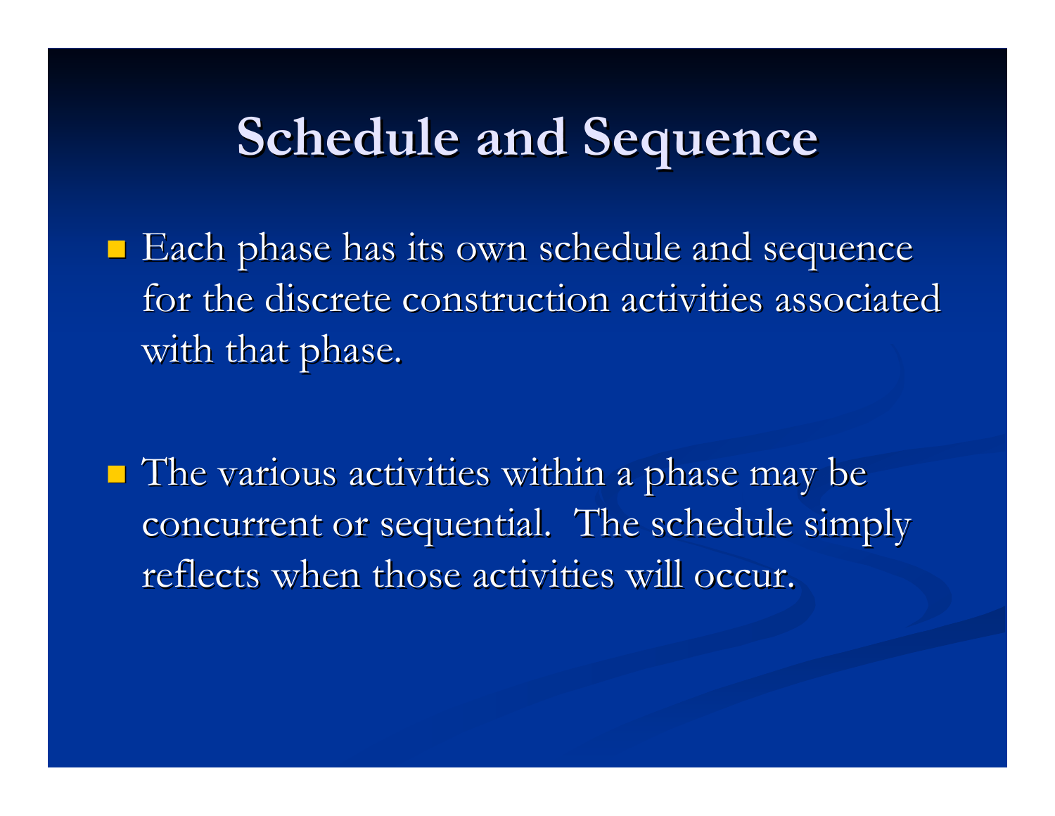# Schedule and Sequence

- Each phase has its own schedule and sequence for the discrete construction activities associated with that phase.

- The various activities within a phase may be concurrent or sequential.  The schedule simply reflects when those activities will occur.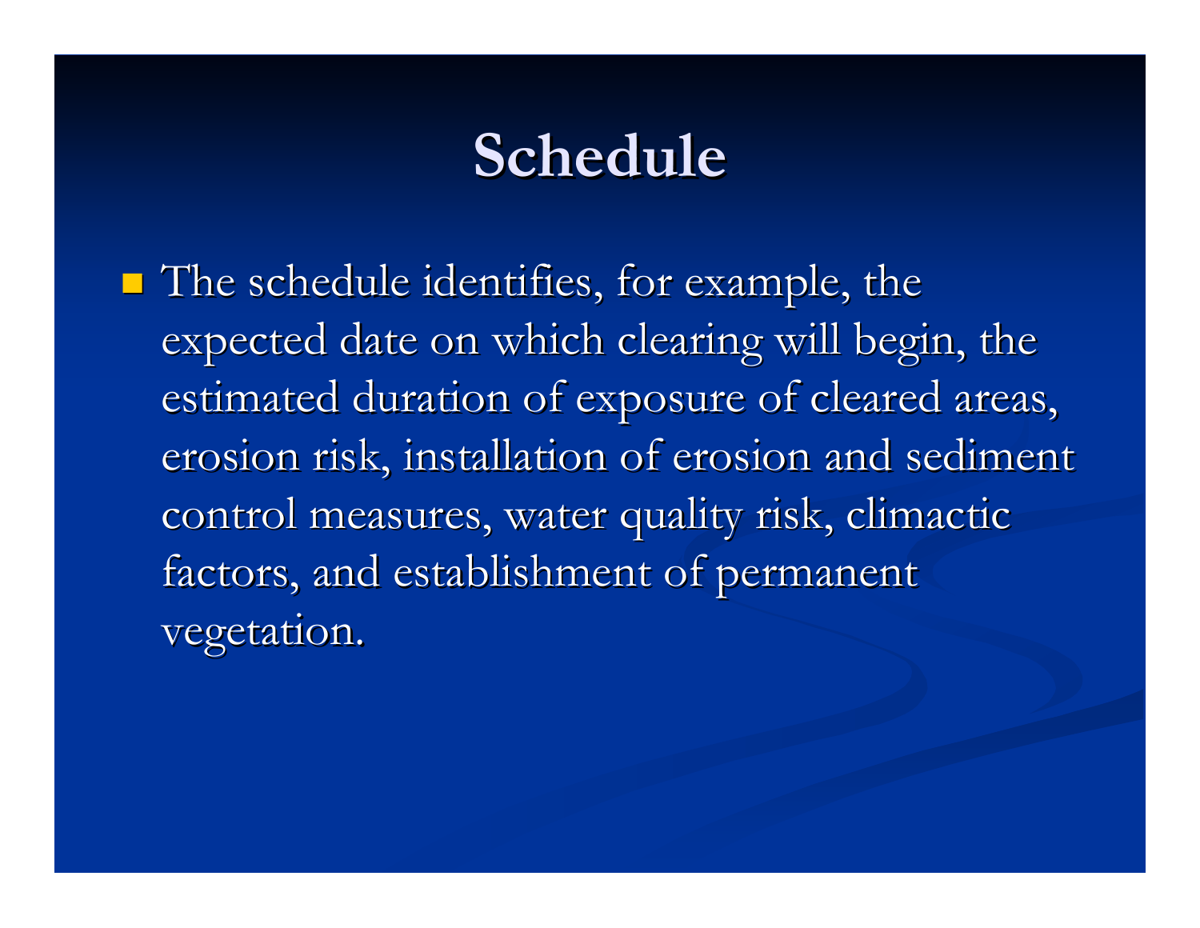# Schedule

- The schedule identifies, for example, the expected date on which clearing will begin, the estimated duration of exposure of cleared areas, erosion risk, installation of erosion and sediment control measures, water quality risk, climactic factors, and establishment of permanent vegetation.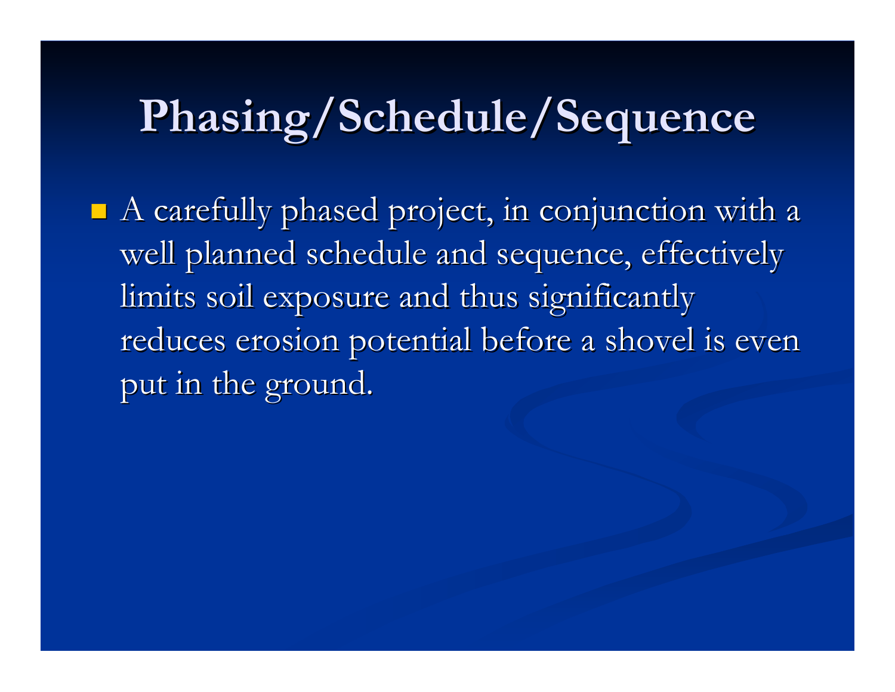# Phasing/Schedule/Sequence

- A carefully phased project, in conjunction with a well planned schedule and sequence, effectively limits soil exposure and thus significantly reduces erosion potential before a shovel is even put in the ground.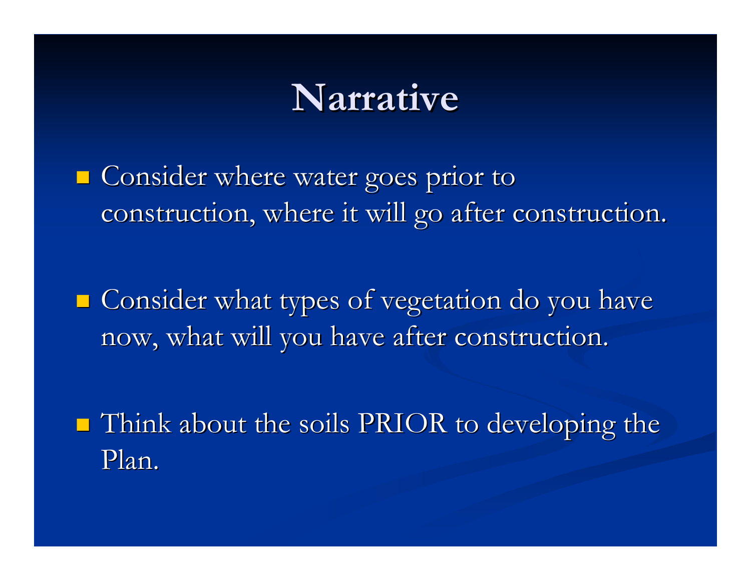# Narrative

- Consider where water goes prior to construction, where it will go after construction.
- Consider what types of vegetation do you have now, what will you have after construction.
- Think about the soils PRIOR to developing the Plan.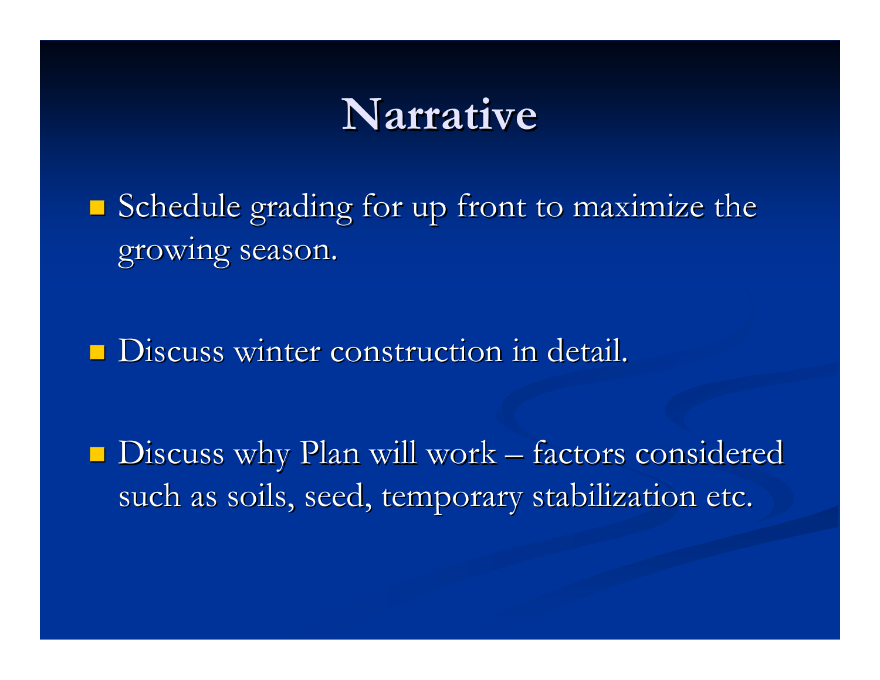# Narrative

- Schedule grading for up front to maximize the growing season.
- Discuss winter construction in detail.
- Discuss why Plan will work – factors considered such as soils, seed, temporary stabilization etc.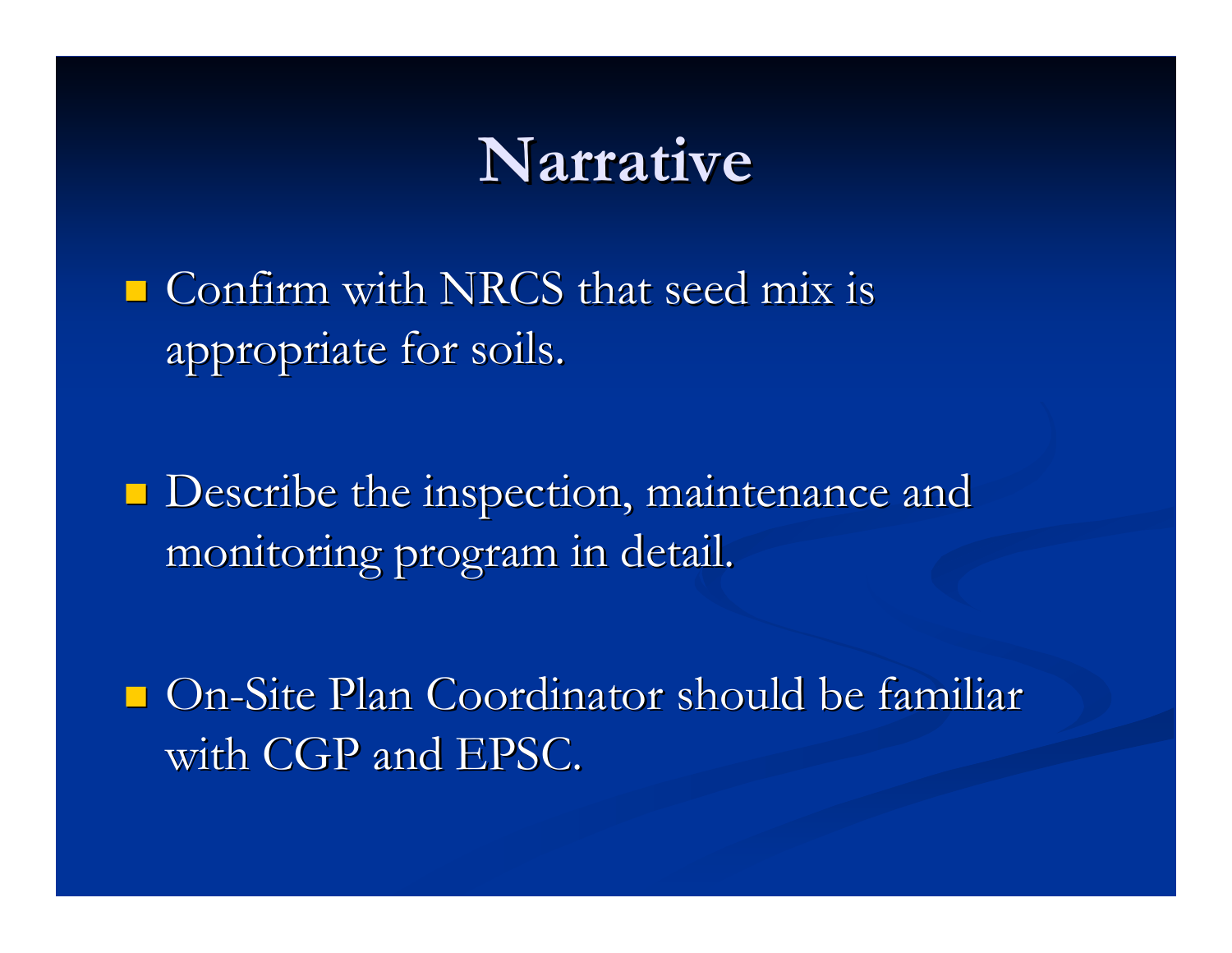# Narrative

- Confirm with NRCS that seed mix is appropriate for soils.

- Describe the inspection, maintenance and monitoring program in detail.

- On-Site Plan Coordinator should be familiar with CGP and EPSC.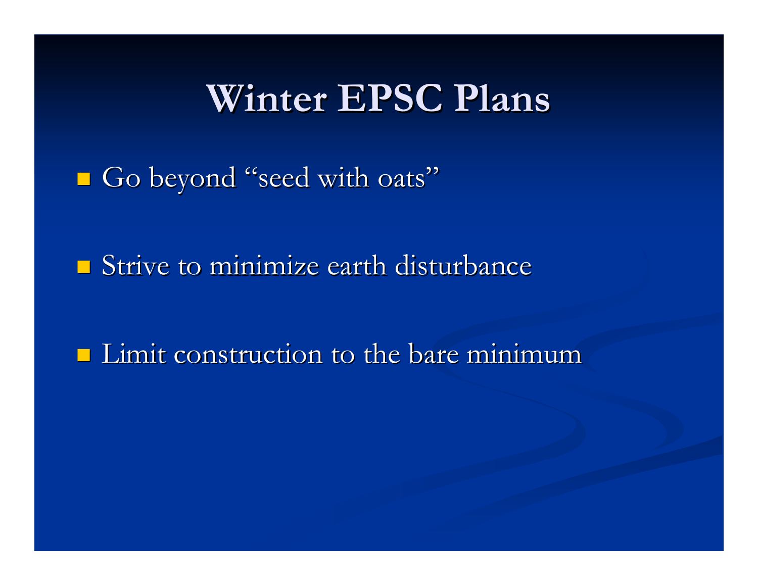# Winter EPSC Plans

- Go beyond “seed with oats”
- Strive to minimize earth disturbance
- Limit construction to the bare minimum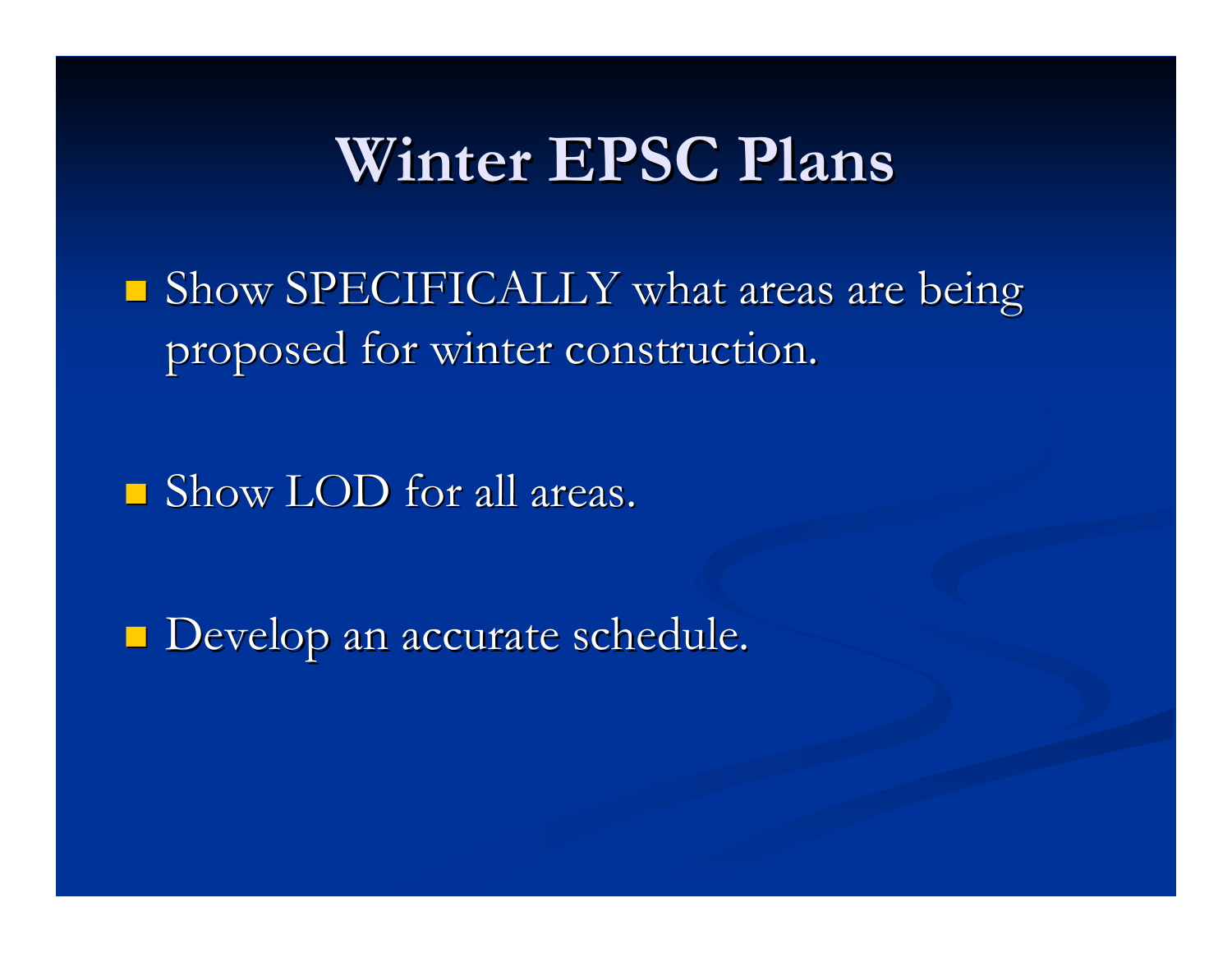# Winter EPSC Plans

- Show SPECIFICALLY what areas are being proposed for winter construction.
- Show LOD for all areas.
- Develop an accurate schedule.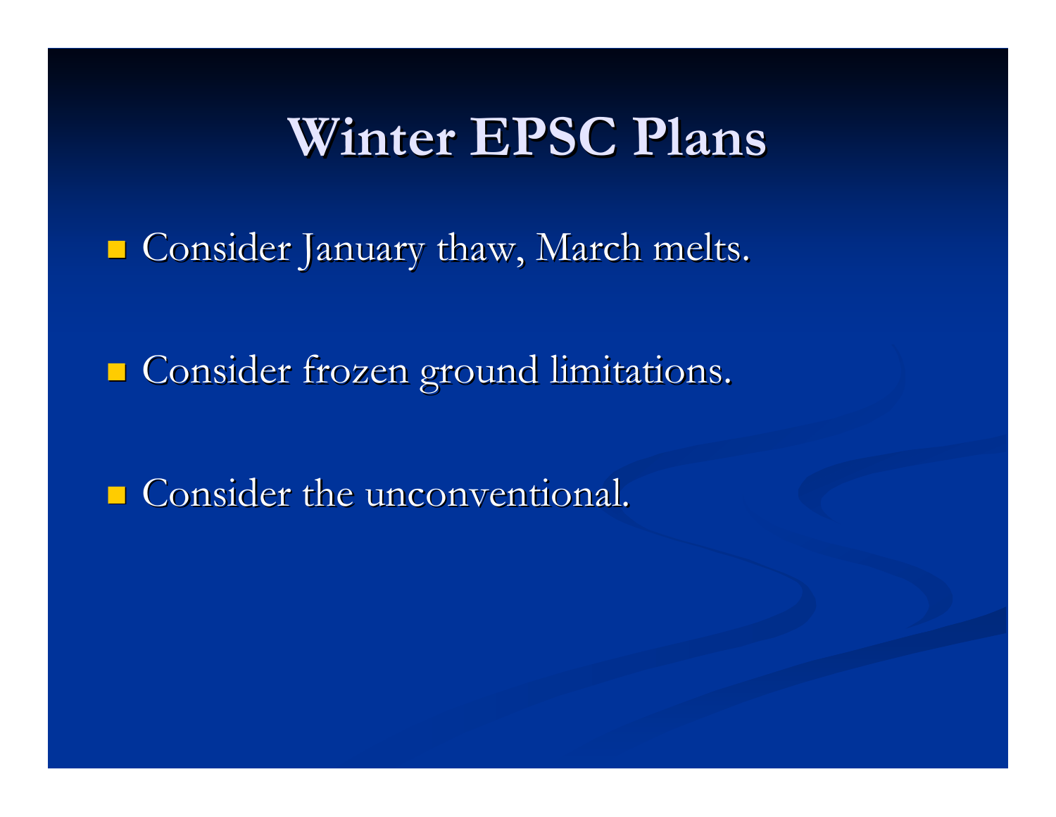# Winter EPSC Plans

- Consider January thaw, March melts.
- Consider frozen ground limitations.
- Consider the unconventional.